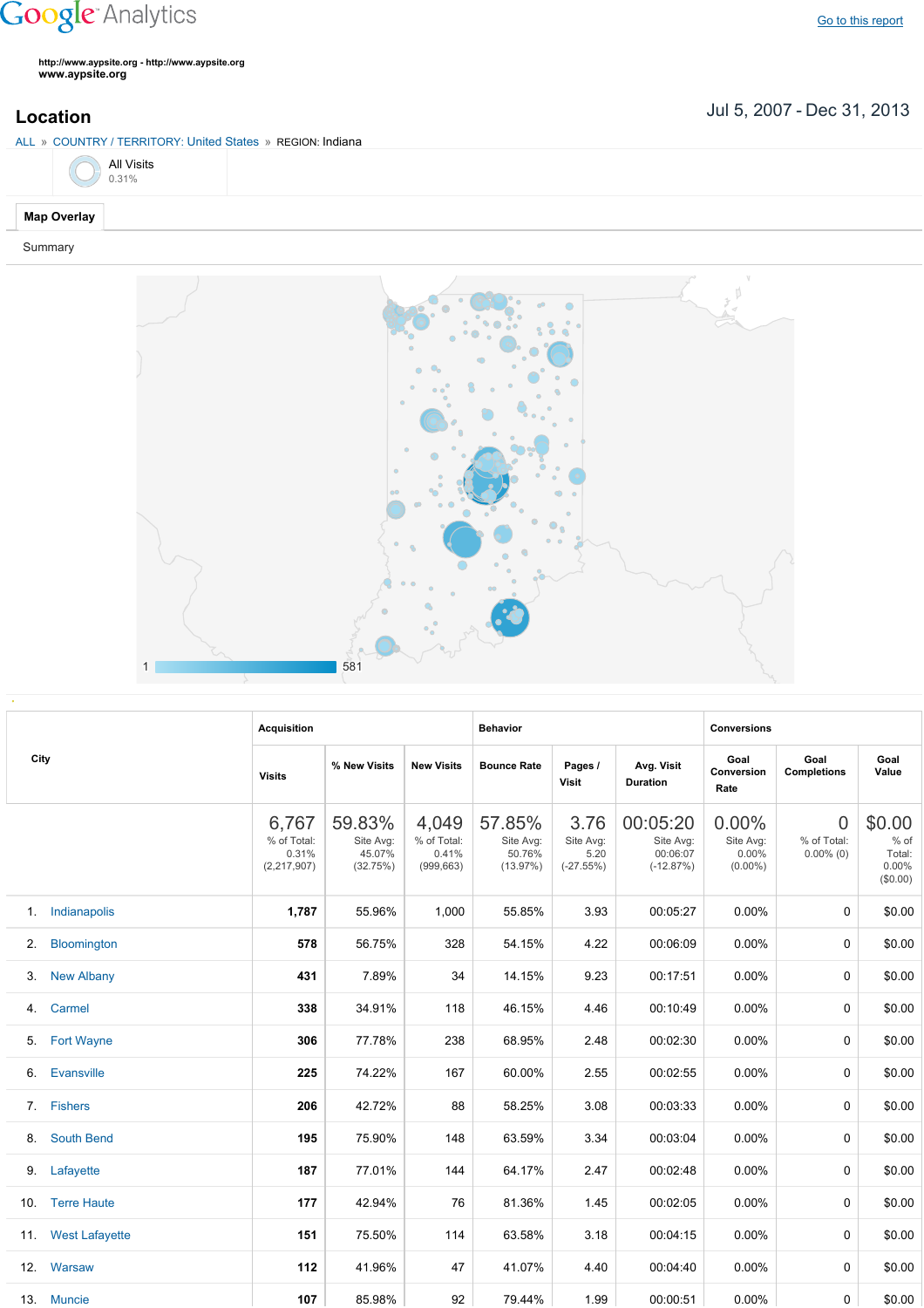Google Analytics

Go to this report

http://www.aypsite.org - http://www.aypsite.org
www.aypsite.org

## Location

Jul 5, 2007 - Dec 31, 2013

ALL » COUNTRY / TERRITORY: United States » REGION: Indiana

All Visits
0.31%

**Map Overlay**

Summary

1 581

| City | Acquisition | | | Behavior | | | Conversions | | |
|---|---|---|---|---|---|---|---|---|---|
| | Visits | % New Visits | New Visits | Bounce Rate | Pages / Visit | Avg. Visit Duration | Goal Conversion Rate | Goal Completions | Goal Value |
| | 6,767 % of Total: 0.31% (2,217,907) | 59.83% Site Avg: 45.07% (32.75%) | 4,049 % of Total: 0.41% (999,663) | 57.85% Site Avg: 50.76% (13.97%) | 3.76 Site Avg: 5.20 (-27.55%) | 00:05:20 Site Avg: 00:06:07 (-12.87%) | 0.00% Site Avg: 0.00% (0.00%) | 0 % of Total: 0.00% (0) | $0.00 % of Total: 0.00% ($0.00) |
| 1. Indianapolis | 1,787 | 55.96% | 1,000 | 55.85% | 3.93 | 00:05:27 | 0.00% | 0 | $0.00 |
| 2. Bloomington | 578 | 56.75% | 328 | 54.15% | 4.22 | 00:06:09 | 0.00% | 0 | $0.00 |
| 3. New Albany | 431 | 7.89% | 34 | 14.15% | 9.23 | 00:17:51 | 0.00% | 0 | $0.00 |
| 4. Carmel | 338 | 34.91% | 118 | 46.15% | 4.46 | 00:10:49 | 0.00% | 0 | $0.00 |
| 5. Fort Wayne | 306 | 77.78% | 238 | 68.95% | 2.48 | 00:02:30 | 0.00% | 0 | $0.00 |
| 6. Evansville | 225 | 74.22% | 167 | 60.00% | 2.55 | 00:02:55 | 0.00% | 0 | $0.00 |
| 7. Fishers | 206 | 42.72% | 88 | 58.25% | 3.08 | 00:03:33 | 0.00% | 0 | $0.00 |
| 8. South Bend | 195 | 75.90% | 148 | 63.59% | 3.34 | 00:03:04 | 0.00% | 0 | $0.00 |
| 9. Lafayette | 187 | 77.01% | 144 | 64.17% | 2.47 | 00:02:48 | 0.00% | 0 | $0.00 |
| 10. Terre Haute | 177 | 42.94% | 76 | 81.36% | 1.45 | 00:02:05 | 0.00% | 0 | $0.00 |
| 11. West Lafayette | 151 | 75.50% | 114 | 63.58% | 3.18 | 00:04:15 | 0.00% | 0 | $0.00 |
| 12. Warsaw | 112 | 41.96% | 47 | 41.07% | 4.40 | 00:04:40 | 0.00% | 0 | $0.00 |
| 13. Muncie | 107 | 85.98% | 92 | 79.44% | 1.99 | 00:00:51 | 0.00% | 0 | $0.00 |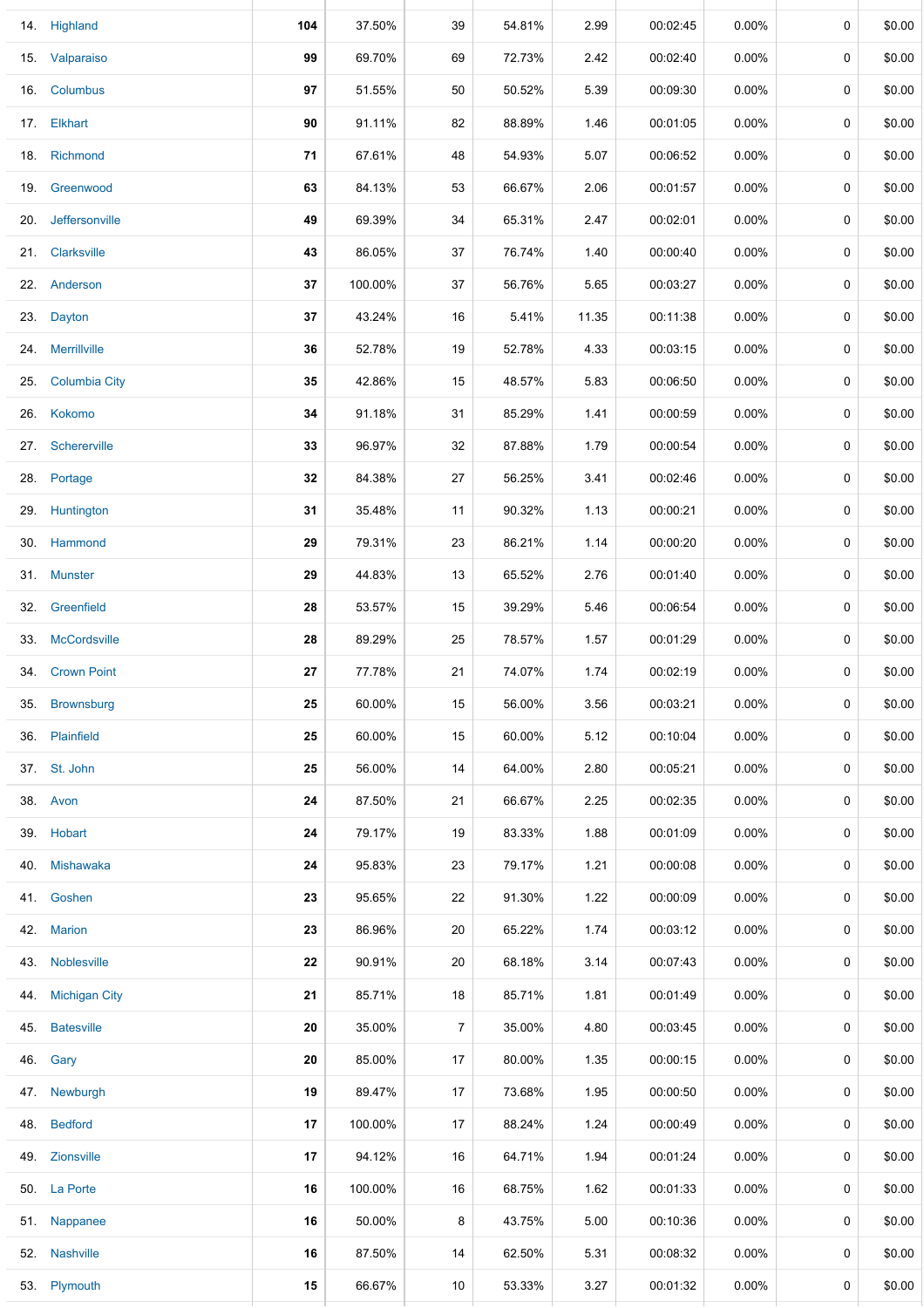| | | | | | | | | | | |
|---|---|---|---|---|---|---|---|---|---|---|
| 14. | Highland | **104** | 37.50% | 39 | 54.81% | 2.99 | 00:02:45 | 0.00% | 0 | $0.00 |
| 15. | Valparaiso | **99** | 69.70% | 69 | 72.73% | 2.42 | 00:02:40 | 0.00% | 0 | $0.00 |
| 16. | Columbus | **97** | 51.55% | 50 | 50.52% | 5.39 | 00:09:30 | 0.00% | 0 | $0.00 |
| 17. | Elkhart | **90** | 91.11% | 82 | 88.89% | 1.46 | 00:01:05 | 0.00% | 0 | $0.00 |
| 18. | Richmond | **71** | 67.61% | 48 | 54.93% | 5.07 | 00:06:52 | 0.00% | 0 | $0.00 |
| 19. | Greenwood | **63** | 84.13% | 53 | 66.67% | 2.06 | 00:01:57 | 0.00% | 0 | $0.00 |
| 20. | Jeffersonville | **49** | 69.39% | 34 | 65.31% | 2.47 | 00:02:01 | 0.00% | 0 | $0.00 |
| 21. | Clarksville | **43** | 86.05% | 37 | 76.74% | 1.40 | 00:00:40 | 0.00% | 0 | $0.00 |
| 22. | Anderson | **37** | 100.00% | 37 | 56.76% | 5.65 | 00:03:27 | 0.00% | 0 | $0.00 |
| 23. | Dayton | **37** | 43.24% | 16 | 5.41% | 11.35 | 00:11:38 | 0.00% | 0 | $0.00 |
| 24. | Merrillville | **36** | 52.78% | 19 | 52.78% | 4.33 | 00:03:15 | 0.00% | 0 | $0.00 |
| 25. | Columbia City | **35** | 42.86% | 15 | 48.57% | 5.83 | 00:06:50 | 0.00% | 0 | $0.00 |
| 26. | Kokomo | **34** | 91.18% | 31 | 85.29% | 1.41 | 00:00:59 | 0.00% | 0 | $0.00 |
| 27. | Schererville | **33** | 96.97% | 32 | 87.88% | 1.79 | 00:00:54 | 0.00% | 0 | $0.00 |
| 28. | Portage | **32** | 84.38% | 27 | 56.25% | 3.41 | 00:02:46 | 0.00% | 0 | $0.00 |
| 29. | Huntington | **31** | 35.48% | 11 | 90.32% | 1.13 | 00:00:21 | 0.00% | 0 | $0.00 |
| 30. | Hammond | **29** | 79.31% | 23 | 86.21% | 1.14 | 00:00:20 | 0.00% | 0 | $0.00 |
| 31. | Munster | **29** | 44.83% | 13 | 65.52% | 2.76 | 00:01:40 | 0.00% | 0 | $0.00 |
| 32. | Greenfield | **28** | 53.57% | 15 | 39.29% | 5.46 | 00:06:54 | 0.00% | 0 | $0.00 |
| 33. | McCordsville | **28** | 89.29% | 25 | 78.57% | 1.57 | 00:01:29 | 0.00% | 0 | $0.00 |
| 34. | Crown Point | **27** | 77.78% | 21 | 74.07% | 1.74 | 00:02:19 | 0.00% | 0 | $0.00 |
| 35. | Brownsburg | **25** | 60.00% | 15 | 56.00% | 3.56 | 00:03:21 | 0.00% | 0 | $0.00 |
| 36. | Plainfield | **25** | 60.00% | 15 | 60.00% | 5.12 | 00:10:04 | 0.00% | 0 | $0.00 |
| 37. | St. John | **25** | 56.00% | 14 | 64.00% | 2.80 | 00:05:21 | 0.00% | 0 | $0.00 |
| 38. | Avon | **24** | 87.50% | 21 | 66.67% | 2.25 | 00:02:35 | 0.00% | 0 | $0.00 |
| 39. | Hobart | **24** | 79.17% | 19 | 83.33% | 1.88 | 00:01:09 | 0.00% | 0 | $0.00 |
| 40. | Mishawaka | **24** | 95.83% | 23 | 79.17% | 1.21 | 00:00:08 | 0.00% | 0 | $0.00 |
| 41. | Goshen | **23** | 95.65% | 22 | 91.30% | 1.22 | 00:00:09 | 0.00% | 0 | $0.00 |
| 42. | Marion | **23** | 86.96% | 20 | 65.22% | 1.74 | 00:03:12 | 0.00% | 0 | $0.00 |
| 43. | Noblesville | **22** | 90.91% | 20 | 68.18% | 3.14 | 00:07:43 | 0.00% | 0 | $0.00 |
| 44. | Michigan City | **21** | 85.71% | 18 | 85.71% | 1.81 | 00:01:49 | 0.00% | 0 | $0.00 |
| 45. | Batesville | **20** | 35.00% | 7 | 35.00% | 4.80 | 00:03:45 | 0.00% | 0 | $0.00 |
| 46. | Gary | **20** | 85.00% | 17 | 80.00% | 1.35 | 00:00:15 | 0.00% | 0 | $0.00 |
| 47. | Newburgh | **19** | 89.47% | 17 | 73.68% | 1.95 | 00:00:50 | 0.00% | 0 | $0.00 |
| 48. | Bedford | **17** | 100.00% | 17 | 88.24% | 1.24 | 00:00:49 | 0.00% | 0 | $0.00 |
| 49. | Zionsville | **17** | 94.12% | 16 | 64.71% | 1.94 | 00:01:24 | 0.00% | 0 | $0.00 |
| 50. | La Porte | **16** | 100.00% | 16 | 68.75% | 1.62 | 00:01:33 | 0.00% | 0 | $0.00 |
| 51. | Nappanee | **16** | 50.00% | 8 | 43.75% | 5.00 | 00:10:36 | 0.00% | 0 | $0.00 |
| 52. | Nashville | **16** | 87.50% | 14 | 62.50% | 5.31 | 00:08:32 | 0.00% | 0 | $0.00 |
| 53. | Plymouth | **15** | 66.67% | 10 | 53.33% | 3.27 | 00:01:32 | 0.00% | 0 | $0.00 |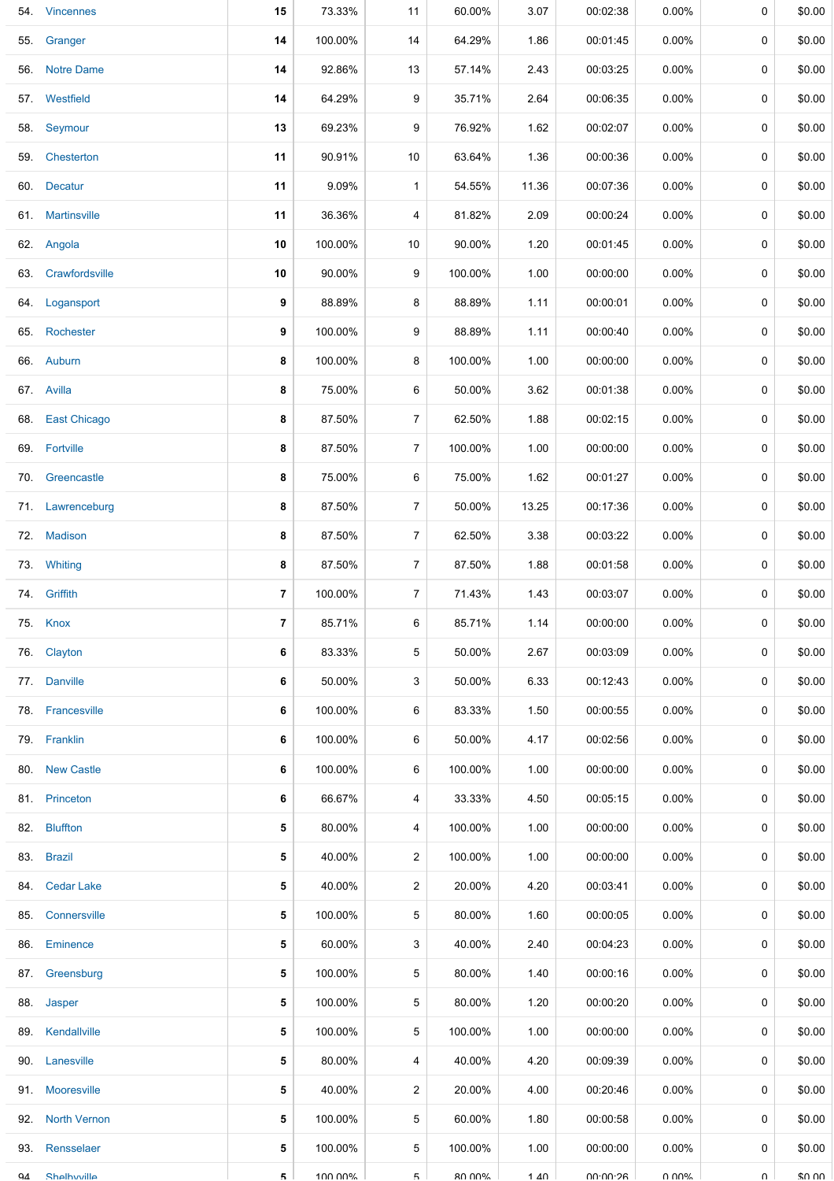| | | | | | | | | | |
|---|---|---|---|---|---|---|---|---|---|
| 54. | Vincennes | **15** | 73.33% | 11 | 60.00% | 3.07 | 00:02:38 | 0.00% | 0 | $0.00 |
| 55. | Granger | **14** | 100.00% | 14 | 64.29% | 1.86 | 00:01:45 | 0.00% | 0 | $0.00 |
| 56. | Notre Dame | **14** | 92.86% | 13 | 57.14% | 2.43 | 00:03:25 | 0.00% | 0 | $0.00 |
| 57. | Westfield | **14** | 64.29% | 9 | 35.71% | 2.64 | 00:06:35 | 0.00% | 0 | $0.00 |
| 58. | Seymour | **13** | 69.23% | 9 | 76.92% | 1.62 | 00:02:07 | 0.00% | 0 | $0.00 |
| 59. | Chesterton | **11** | 90.91% | 10 | 63.64% | 1.36 | 00:00:36 | 0.00% | 0 | $0.00 |
| 60. | Decatur | **11** | 9.09% | 1 | 54.55% | 11.36 | 00:07:36 | 0.00% | 0 | $0.00 |
| 61. | Martinsville | **11** | 36.36% | 4 | 81.82% | 2.09 | 00:00:24 | 0.00% | 0 | $0.00 |
| 62. | Angola | **10** | 100.00% | 10 | 90.00% | 1.20 | 00:01:45 | 0.00% | 0 | $0.00 |
| 63. | Crawfordsville | **10** | 90.00% | 9 | 100.00% | 1.00 | 00:00:00 | 0.00% | 0 | $0.00 |
| 64. | Logansport | **9** | 88.89% | 8 | 88.89% | 1.11 | 00:00:01 | 0.00% | 0 | $0.00 |
| 65. | Rochester | **9** | 100.00% | 9 | 88.89% | 1.11 | 00:00:40 | 0.00% | 0 | $0.00 |
| 66. | Auburn | **8** | 100.00% | 8 | 100.00% | 1.00 | 00:00:00 | 0.00% | 0 | $0.00 |
| 67. | Avilla | **8** | 75.00% | 6 | 50.00% | 3.62 | 00:01:38 | 0.00% | 0 | $0.00 |
| 68. | East Chicago | **8** | 87.50% | 7 | 62.50% | 1.88 | 00:02:15 | 0.00% | 0 | $0.00 |
| 69. | Fortville | **8** | 87.50% | 7 | 100.00% | 1.00 | 00:00:00 | 0.00% | 0 | $0.00 |
| 70. | Greencastle | **8** | 75.00% | 6 | 75.00% | 1.62 | 00:01:27 | 0.00% | 0 | $0.00 |
| 71. | Lawrenceburg | **8** | 87.50% | 7 | 50.00% | 13.25 | 00:17:36 | 0.00% | 0 | $0.00 |
| 72. | Madison | **8** | 87.50% | 7 | 62.50% | 3.38 | 00:03:22 | 0.00% | 0 | $0.00 |
| 73. | Whiting | **8** | 87.50% | 7 | 87.50% | 1.88 | 00:01:58 | 0.00% | 0 | $0.00 |
| 74. | Griffith | **7** | 100.00% | 7 | 71.43% | 1.43 | 00:03:07 | 0.00% | 0 | $0.00 |
| 75. | Knox | **7** | 85.71% | 6 | 85.71% | 1.14 | 00:00:00 | 0.00% | 0 | $0.00 |
| 76. | Clayton | **6** | 83.33% | 5 | 50.00% | 2.67 | 00:03:09 | 0.00% | 0 | $0.00 |
| 77. | Danville | **6** | 50.00% | 3 | 50.00% | 6.33 | 00:12:43 | 0.00% | 0 | $0.00 |
| 78. | Francesville | **6** | 100.00% | 6 | 83.33% | 1.50 | 00:00:55 | 0.00% | 0 | $0.00 |
| 79. | Franklin | **6** | 100.00% | 6 | 50.00% | 4.17 | 00:02:56 | 0.00% | 0 | $0.00 |
| 80. | New Castle | **6** | 100.00% | 6 | 100.00% | 1.00 | 00:00:00 | 0.00% | 0 | $0.00 |
| 81. | Princeton | **6** | 66.67% | 4 | 33.33% | 4.50 | 00:05:15 | 0.00% | 0 | $0.00 |
| 82. | Bluffton | **5** | 80.00% | 4 | 100.00% | 1.00 | 00:00:00 | 0.00% | 0 | $0.00 |
| 83. | Brazil | **5** | 40.00% | 2 | 100.00% | 1.00 | 00:00:00 | 0.00% | 0 | $0.00 |
| 84. | Cedar Lake | **5** | 40.00% | 2 | 20.00% | 4.20 | 00:03:41 | 0.00% | 0 | $0.00 |
| 85. | Connersville | **5** | 100.00% | 5 | 80.00% | 1.60 | 00:00:05 | 0.00% | 0 | $0.00 |
| 86. | Eminence | **5** | 60.00% | 3 | 40.00% | 2.40 | 00:04:23 | 0.00% | 0 | $0.00 |
| 87. | Greensburg | **5** | 100.00% | 5 | 80.00% | 1.40 | 00:00:16 | 0.00% | 0 | $0.00 |
| 88. | Jasper | **5** | 100.00% | 5 | 80.00% | 1.20 | 00:00:20 | 0.00% | 0 | $0.00 |
| 89. | Kendallville | **5** | 100.00% | 5 | 100.00% | 1.00 | 00:00:00 | 0.00% | 0 | $0.00 |
| 90. | Lanesville | **5** | 80.00% | 4 | 40.00% | 4.20 | 00:09:39 | 0.00% | 0 | $0.00 |
| 91. | Mooresville | **5** | 40.00% | 2 | 20.00% | 4.00 | 00:20:46 | 0.00% | 0 | $0.00 |
| 92. | North Vernon | **5** | 100.00% | 5 | 60.00% | 1.80 | 00:00:58 | 0.00% | 0 | $0.00 |
| 93. | Rensselaer | **5** | 100.00% | 5 | 100.00% | 1.00 | 00:00:00 | 0.00% | 0 | $0.00 |
| 94. | Shelbyville | **5** | 100.00% | 5 | 80.00% | 1.40 | 00:00:26 | 0.00% | 0 | $0.00 |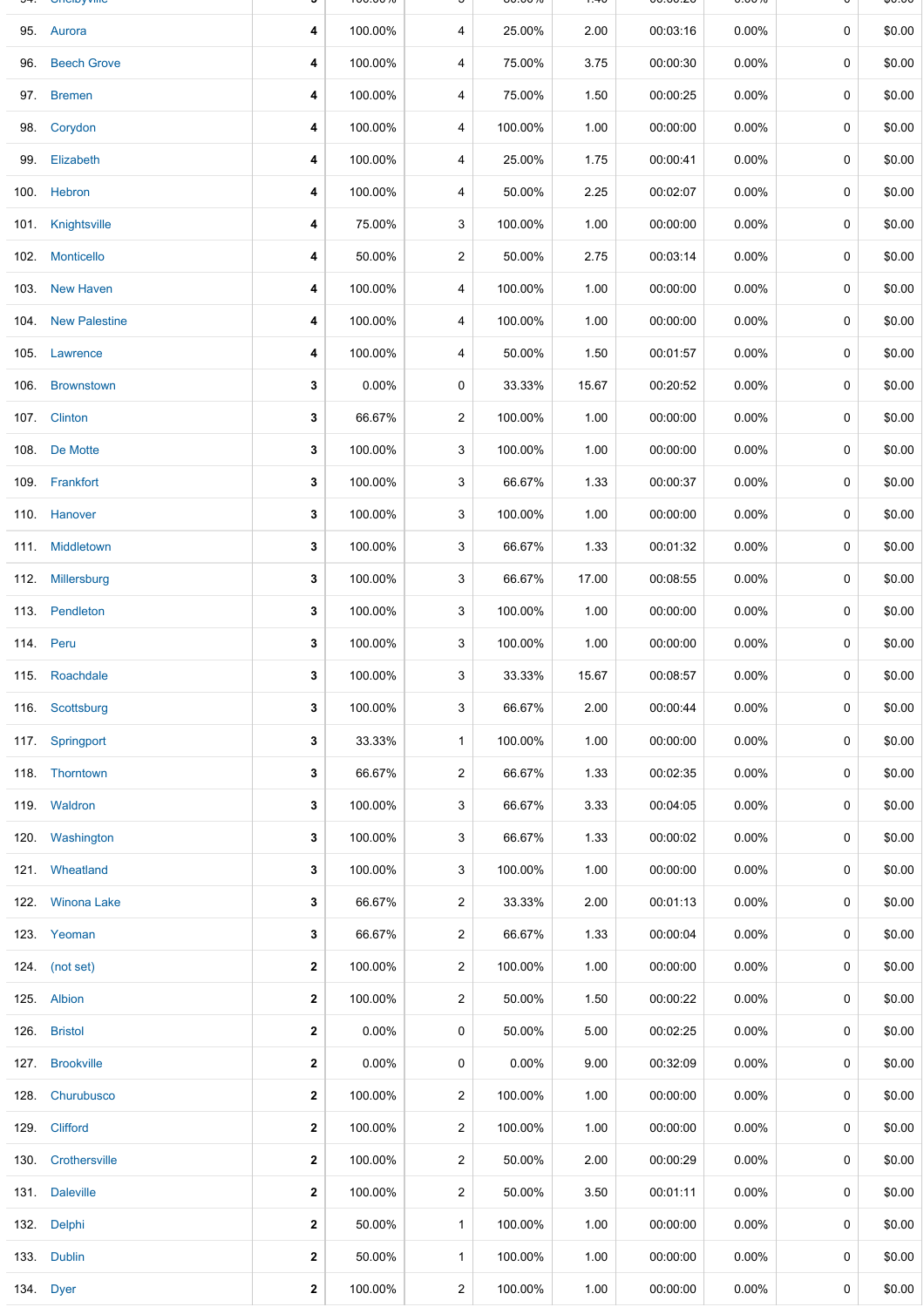| | | | | | | | | | | |
|---|---|---|---|---|---|---|---|---|---|---|
| 95. | Aurora | 4 | 100.00% | 4 | 25.00% | 2.00 | 00:03:16 | 0.00% | 0 | $0.00 |
| 96. | Beech Grove | 4 | 100.00% | 4 | 75.00% | 3.75 | 00:00:30 | 0.00% | 0 | $0.00 |
| 97. | Bremen | 4 | 100.00% | 4 | 75.00% | 1.50 | 00:00:25 | 0.00% | 0 | $0.00 |
| 98. | Corydon | 4 | 100.00% | 4 | 100.00% | 1.00 | 00:00:00 | 0.00% | 0 | $0.00 |
| 99. | Elizabeth | 4 | 100.00% | 4 | 25.00% | 1.75 | 00:00:41 | 0.00% | 0 | $0.00 |
| 100. | Hebron | 4 | 100.00% | 4 | 50.00% | 2.25 | 00:02:07 | 0.00% | 0 | $0.00 |
| 101. | Knightsville | 4 | 75.00% | 3 | 100.00% | 1.00 | 00:00:00 | 0.00% | 0 | $0.00 |
| 102. | Monticello | 4 | 50.00% | 2 | 50.00% | 2.75 | 00:03:14 | 0.00% | 0 | $0.00 |
| 103. | New Haven | 4 | 100.00% | 4 | 100.00% | 1.00 | 00:00:00 | 0.00% | 0 | $0.00 |
| 104. | New Palestine | 4 | 100.00% | 4 | 100.00% | 1.00 | 00:00:00 | 0.00% | 0 | $0.00 |
| 105. | Lawrence | 4 | 100.00% | 4 | 50.00% | 1.50 | 00:01:57 | 0.00% | 0 | $0.00 |
| 106. | Brownstown | 3 | 0.00% | 0 | 33.33% | 15.67 | 00:20:52 | 0.00% | 0 | $0.00 |
| 107. | Clinton | 3 | 66.67% | 2 | 100.00% | 1.00 | 00:00:00 | 0.00% | 0 | $0.00 |
| 108. | De Motte | 3 | 100.00% | 3 | 100.00% | 1.00 | 00:00:00 | 0.00% | 0 | $0.00 |
| 109. | Frankfort | 3 | 100.00% | 3 | 66.67% | 1.33 | 00:00:37 | 0.00% | 0 | $0.00 |
| 110. | Hanover | 3 | 100.00% | 3 | 100.00% | 1.00 | 00:00:00 | 0.00% | 0 | $0.00 |
| 111. | Middletown | 3 | 100.00% | 3 | 66.67% | 1.33 | 00:01:32 | 0.00% | 0 | $0.00 |
| 112. | Millersburg | 3 | 100.00% | 3 | 66.67% | 17.00 | 00:08:55 | 0.00% | 0 | $0.00 |
| 113. | Pendleton | 3 | 100.00% | 3 | 100.00% | 1.00 | 00:00:00 | 0.00% | 0 | $0.00 |
| 114. | Peru | 3 | 100.00% | 3 | 100.00% | 1.00 | 00:00:00 | 0.00% | 0 | $0.00 |
| 115. | Roachdale | 3 | 100.00% | 3 | 33.33% | 15.67 | 00:08:57 | 0.00% | 0 | $0.00 |
| 116. | Scottsburg | 3 | 100.00% | 3 | 66.67% | 2.00 | 00:00:44 | 0.00% | 0 | $0.00 |
| 117. | Springport | 3 | 33.33% | 1 | 100.00% | 1.00 | 00:00:00 | 0.00% | 0 | $0.00 |
| 118. | Thorntown | 3 | 66.67% | 2 | 66.67% | 1.33 | 00:02:35 | 0.00% | 0 | $0.00 |
| 119. | Waldron | 3 | 100.00% | 3 | 66.67% | 3.33 | 00:04:05 | 0.00% | 0 | $0.00 |
| 120. | Washington | 3 | 100.00% | 3 | 66.67% | 1.33 | 00:00:02 | 0.00% | 0 | $0.00 |
| 121. | Wheatland | 3 | 100.00% | 3 | 100.00% | 1.00 | 00:00:00 | 0.00% | 0 | $0.00 |
| 122. | Winona Lake | 3 | 66.67% | 2 | 33.33% | 2.00 | 00:01:13 | 0.00% | 0 | $0.00 |
| 123. | Yeoman | 3 | 66.67% | 2 | 66.67% | 1.33 | 00:00:04 | 0.00% | 0 | $0.00 |
| 124. | (not set) | 2 | 100.00% | 2 | 100.00% | 1.00 | 00:00:00 | 0.00% | 0 | $0.00 |
| 125. | Albion | 2 | 100.00% | 2 | 50.00% | 1.50 | 00:00:22 | 0.00% | 0 | $0.00 |
| 126. | Bristol | 2 | 0.00% | 0 | 50.00% | 5.00 | 00:02:25 | 0.00% | 0 | $0.00 |
| 127. | Brookville | 2 | 0.00% | 0 | 0.00% | 9.00 | 00:32:09 | 0.00% | 0 | $0.00 |
| 128. | Churubusco | 2 | 100.00% | 2 | 100.00% | 1.00 | 00:00:00 | 0.00% | 0 | $0.00 |
| 129. | Clifford | 2 | 100.00% | 2 | 100.00% | 1.00 | 00:00:00 | 0.00% | 0 | $0.00 |
| 130. | Crothersville | 2 | 100.00% | 2 | 50.00% | 2.00 | 00:00:29 | 0.00% | 0 | $0.00 |
| 131. | Daleville | 2 | 100.00% | 2 | 50.00% | 3.50 | 00:01:11 | 0.00% | 0 | $0.00 |
| 132. | Delphi | 2 | 50.00% | 1 | 100.00% | 1.00 | 00:00:00 | 0.00% | 0 | $0.00 |
| 133. | Dublin | 2 | 50.00% | 1 | 100.00% | 1.00 | 00:00:00 | 0.00% | 0 | $0.00 |
| 134. | Dyer | 2 | 100.00% | 2 | 100.00% | 1.00 | 00:00:00 | 0.00% | 0 | $0.00 |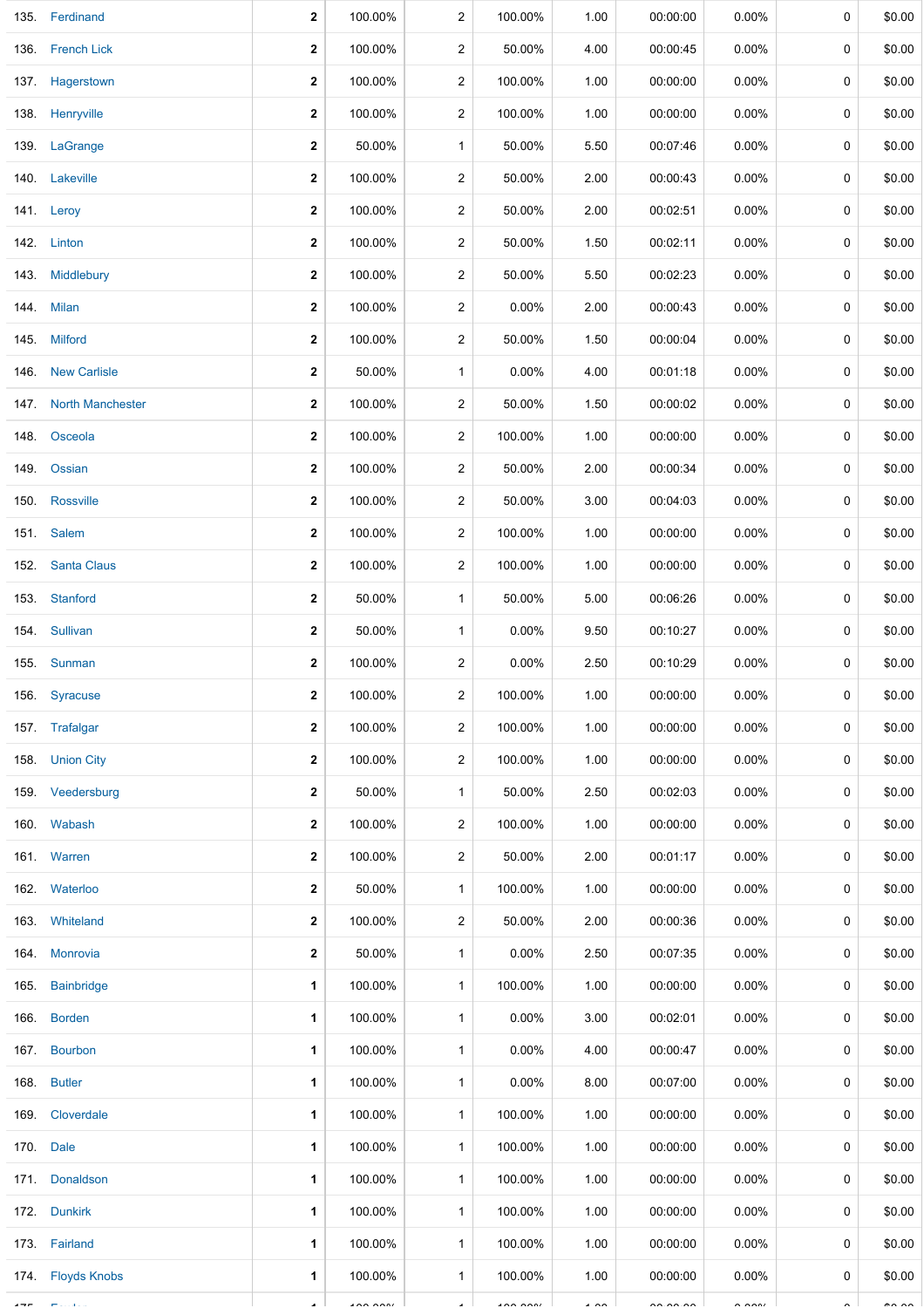| | | | | | | | | | | |
|---|---|---|---|---|---|---|---|---|---|---|
| 135. | Ferdinand | 2 | 100.00% | 2 | 100.00% | 1.00 | 00:00:00 | 0.00% | 0 | $0.00 |
| 136. | French Lick | 2 | 100.00% | 2 | 50.00% | 4.00 | 00:00:45 | 0.00% | 0 | $0.00 |
| 137. | Hagerstown | 2 | 100.00% | 2 | 100.00% | 1.00 | 00:00:00 | 0.00% | 0 | $0.00 |
| 138. | Henryville | 2 | 100.00% | 2 | 100.00% | 1.00 | 00:00:00 | 0.00% | 0 | $0.00 |
| 139. | LaGrange | 2 | 50.00% | 1 | 50.00% | 5.50 | 00:07:46 | 0.00% | 0 | $0.00 |
| 140. | Lakeville | 2 | 100.00% | 2 | 50.00% | 2.00 | 00:00:43 | 0.00% | 0 | $0.00 |
| 141. | Leroy | 2 | 100.00% | 2 | 50.00% | 2.00 | 00:02:51 | 0.00% | 0 | $0.00 |
| 142. | Linton | 2 | 100.00% | 2 | 50.00% | 1.50 | 00:02:11 | 0.00% | 0 | $0.00 |
| 143. | Middlebury | 2 | 100.00% | 2 | 50.00% | 5.50 | 00:02:23 | 0.00% | 0 | $0.00 |
| 144. | Milan | 2 | 100.00% | 2 | 0.00% | 2.00 | 00:00:43 | 0.00% | 0 | $0.00 |
| 145. | Milford | 2 | 100.00% | 2 | 50.00% | 1.50 | 00:00:04 | 0.00% | 0 | $0.00 |
| 146. | New Carlisle | 2 | 50.00% | 1 | 0.00% | 4.00 | 00:01:18 | 0.00% | 0 | $0.00 |
| 147. | North Manchester | 2 | 100.00% | 2 | 50.00% | 1.50 | 00:00:02 | 0.00% | 0 | $0.00 |
| 148. | Osceola | 2 | 100.00% | 2 | 100.00% | 1.00 | 00:00:00 | 0.00% | 0 | $0.00 |
| 149. | Ossian | 2 | 100.00% | 2 | 50.00% | 2.00 | 00:00:34 | 0.00% | 0 | $0.00 |
| 150. | Rossville | 2 | 100.00% | 2 | 50.00% | 3.00 | 00:04:03 | 0.00% | 0 | $0.00 |
| 151. | Salem | 2 | 100.00% | 2 | 100.00% | 1.00 | 00:00:00 | 0.00% | 0 | $0.00 |
| 152. | Santa Claus | 2 | 100.00% | 2 | 100.00% | 1.00 | 00:00:00 | 0.00% | 0 | $0.00 |
| 153. | Stanford | 2 | 50.00% | 1 | 50.00% | 5.00 | 00:06:26 | 0.00% | 0 | $0.00 |
| 154. | Sullivan | 2 | 50.00% | 1 | 0.00% | 9.50 | 00:10:27 | 0.00% | 0 | $0.00 |
| 155. | Sunman | 2 | 100.00% | 2 | 0.00% | 2.50 | 00:10:29 | 0.00% | 0 | $0.00 |
| 156. | Syracuse | 2 | 100.00% | 2 | 100.00% | 1.00 | 00:00:00 | 0.00% | 0 | $0.00 |
| 157. | Trafalgar | 2 | 100.00% | 2 | 100.00% | 1.00 | 00:00:00 | 0.00% | 0 | $0.00 |
| 158. | Union City | 2 | 100.00% | 2 | 100.00% | 1.00 | 00:00:00 | 0.00% | 0 | $0.00 |
| 159. | Veedersburg | 2 | 50.00% | 1 | 50.00% | 2.50 | 00:02:03 | 0.00% | 0 | $0.00 |
| 160. | Wabash | 2 | 100.00% | 2 | 100.00% | 1.00 | 00:00:00 | 0.00% | 0 | $0.00 |
| 161. | Warren | 2 | 100.00% | 2 | 50.00% | 2.00 | 00:01:17 | 0.00% | 0 | $0.00 |
| 162. | Waterloo | 2 | 50.00% | 1 | 100.00% | 1.00 | 00:00:00 | 0.00% | 0 | $0.00 |
| 163. | Whiteland | 2 | 100.00% | 2 | 50.00% | 2.00 | 00:00:36 | 0.00% | 0 | $0.00 |
| 164. | Monrovia | 2 | 50.00% | 1 | 0.00% | 2.50 | 00:07:35 | 0.00% | 0 | $0.00 |
| 165. | Bainbridge | 1 | 100.00% | 1 | 100.00% | 1.00 | 00:00:00 | 0.00% | 0 | $0.00 |
| 166. | Borden | 1 | 100.00% | 1 | 0.00% | 3.00 | 00:02:01 | 0.00% | 0 | $0.00 |
| 167. | Bourbon | 1 | 100.00% | 1 | 0.00% | 4.00 | 00:00:47 | 0.00% | 0 | $0.00 |
| 168. | Butler | 1 | 100.00% | 1 | 0.00% | 8.00 | 00:07:00 | 0.00% | 0 | $0.00 |
| 169. | Cloverdale | 1 | 100.00% | 1 | 100.00% | 1.00 | 00:00:00 | 0.00% | 0 | $0.00 |
| 170. | Dale | 1 | 100.00% | 1 | 100.00% | 1.00 | 00:00:00 | 0.00% | 0 | $0.00 |
| 171. | Donaldson | 1 | 100.00% | 1 | 100.00% | 1.00 | 00:00:00 | 0.00% | 0 | $0.00 |
| 172. | Dunkirk | 1 | 100.00% | 1 | 100.00% | 1.00 | 00:00:00 | 0.00% | 0 | $0.00 |
| 173. | Fairland | 1 | 100.00% | 1 | 100.00% | 1.00 | 00:00:00 | 0.00% | 0 | $0.00 |
| 174. | Floyds Knobs | 1 | 100.00% | 1 | 100.00% | 1.00 | 00:00:00 | 0.00% | 0 | $0.00 |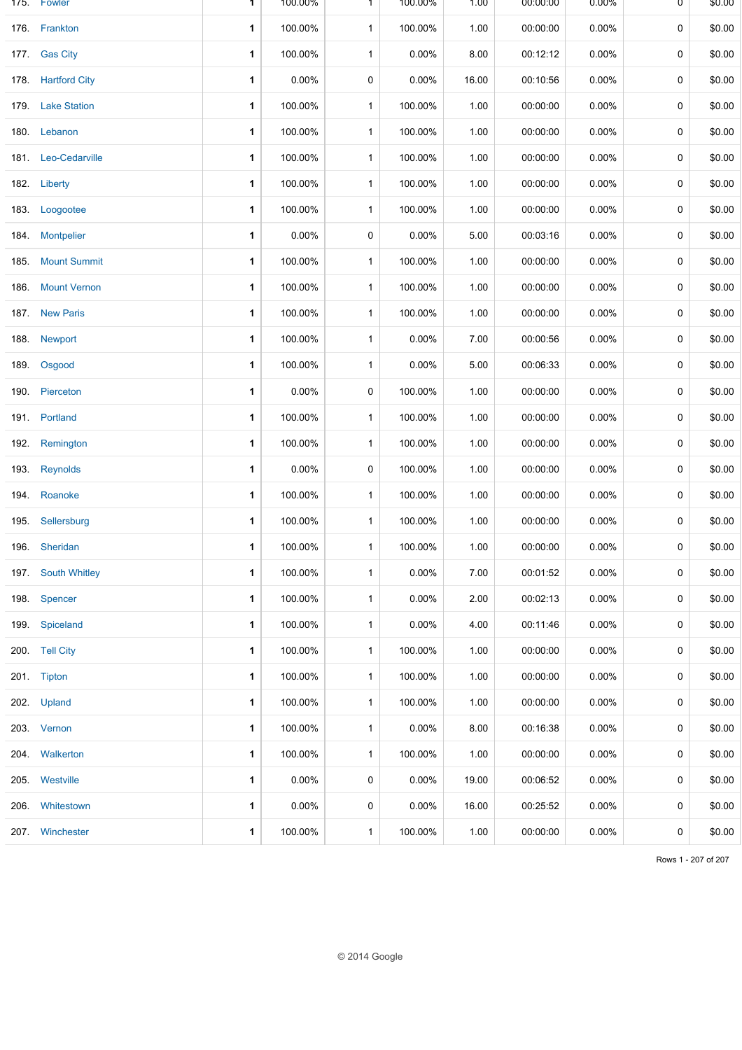| | | | | | | | | | | |
|---|---|---|---|---|---|---|---|---|---|---|
| 175. | Fowler | 1 | 100.00% | 1 | 100.00% | 1.00 | 00:00:00 | 0.00% | 0 | $0.00 |
| 176. | Frankton | 1 | 100.00% | 1 | 100.00% | 1.00 | 00:00:00 | 0.00% | 0 | $0.00 |
| 177. | Gas City | 1 | 100.00% | 1 | 0.00% | 8.00 | 00:12:12 | 0.00% | 0 | $0.00 |
| 178. | Hartford City | 1 | 0.00% | 0 | 0.00% | 16.00 | 00:10:56 | 0.00% | 0 | $0.00 |
| 179. | Lake Station | 1 | 100.00% | 1 | 100.00% | 1.00 | 00:00:00 | 0.00% | 0 | $0.00 |
| 180. | Lebanon | 1 | 100.00% | 1 | 100.00% | 1.00 | 00:00:00 | 0.00% | 0 | $0.00 |
| 181. | Leo-Cedarville | 1 | 100.00% | 1 | 100.00% | 1.00 | 00:00:00 | 0.00% | 0 | $0.00 |
| 182. | Liberty | 1 | 100.00% | 1 | 100.00% | 1.00 | 00:00:00 | 0.00% | 0 | $0.00 |
| 183. | Loogootee | 1 | 100.00% | 1 | 100.00% | 1.00 | 00:00:00 | 0.00% | 0 | $0.00 |
| 184. | Montpelier | 1 | 0.00% | 0 | 0.00% | 5.00 | 00:03:16 | 0.00% | 0 | $0.00 |
| 185. | Mount Summit | 1 | 100.00% | 1 | 100.00% | 1.00 | 00:00:00 | 0.00% | 0 | $0.00 |
| 186. | Mount Vernon | 1 | 100.00% | 1 | 100.00% | 1.00 | 00:00:00 | 0.00% | 0 | $0.00 |
| 187. | New Paris | 1 | 100.00% | 1 | 100.00% | 1.00 | 00:00:00 | 0.00% | 0 | $0.00 |
| 188. | Newport | 1 | 100.00% | 1 | 0.00% | 7.00 | 00:00:56 | 0.00% | 0 | $0.00 |
| 189. | Osgood | 1 | 100.00% | 1 | 0.00% | 5.00 | 00:06:33 | 0.00% | 0 | $0.00 |
| 190. | Pierceton | 1 | 0.00% | 0 | 100.00% | 1.00 | 00:00:00 | 0.00% | 0 | $0.00 |
| 191. | Portland | 1 | 100.00% | 1 | 100.00% | 1.00 | 00:00:00 | 0.00% | 0 | $0.00 |
| 192. | Remington | 1 | 100.00% | 1 | 100.00% | 1.00 | 00:00:00 | 0.00% | 0 | $0.00 |
| 193. | Reynolds | 1 | 0.00% | 0 | 100.00% | 1.00 | 00:00:00 | 0.00% | 0 | $0.00 |
| 194. | Roanoke | 1 | 100.00% | 1 | 100.00% | 1.00 | 00:00:00 | 0.00% | 0 | $0.00 |
| 195. | Sellersburg | 1 | 100.00% | 1 | 100.00% | 1.00 | 00:00:00 | 0.00% | 0 | $0.00 |
| 196. | Sheridan | 1 | 100.00% | 1 | 100.00% | 1.00 | 00:00:00 | 0.00% | 0 | $0.00 |
| 197. | South Whitley | 1 | 100.00% | 1 | 0.00% | 7.00 | 00:01:52 | 0.00% | 0 | $0.00 |
| 198. | Spencer | 1 | 100.00% | 1 | 0.00% | 2.00 | 00:02:13 | 0.00% | 0 | $0.00 |
| 199. | Spiceland | 1 | 100.00% | 1 | 0.00% | 4.00 | 00:11:46 | 0.00% | 0 | $0.00 |
| 200. | Tell City | 1 | 100.00% | 1 | 100.00% | 1.00 | 00:00:00 | 0.00% | 0 | $0.00 |
| 201. | Tipton | 1 | 100.00% | 1 | 100.00% | 1.00 | 00:00:00 | 0.00% | 0 | $0.00 |
| 202. | Upland | 1 | 100.00% | 1 | 100.00% | 1.00 | 00:00:00 | 0.00% | 0 | $0.00 |
| 203. | Vernon | 1 | 100.00% | 1 | 0.00% | 8.00 | 00:16:38 | 0.00% | 0 | $0.00 |
| 204. | Walkerton | 1 | 100.00% | 1 | 100.00% | 1.00 | 00:00:00 | 0.00% | 0 | $0.00 |
| 205. | Westville | 1 | 0.00% | 0 | 0.00% | 19.00 | 00:06:52 | 0.00% | 0 | $0.00 |
| 206. | Whitestown | 1 | 0.00% | 0 | 0.00% | 16.00 | 00:25:52 | 0.00% | 0 | $0.00 |
| 207. | Winchester | 1 | 100.00% | 1 | 100.00% | 1.00 | 00:00:00 | 0.00% | 0 | $0.00 |

Rows 1 - 207 of 207

© 2014 Google